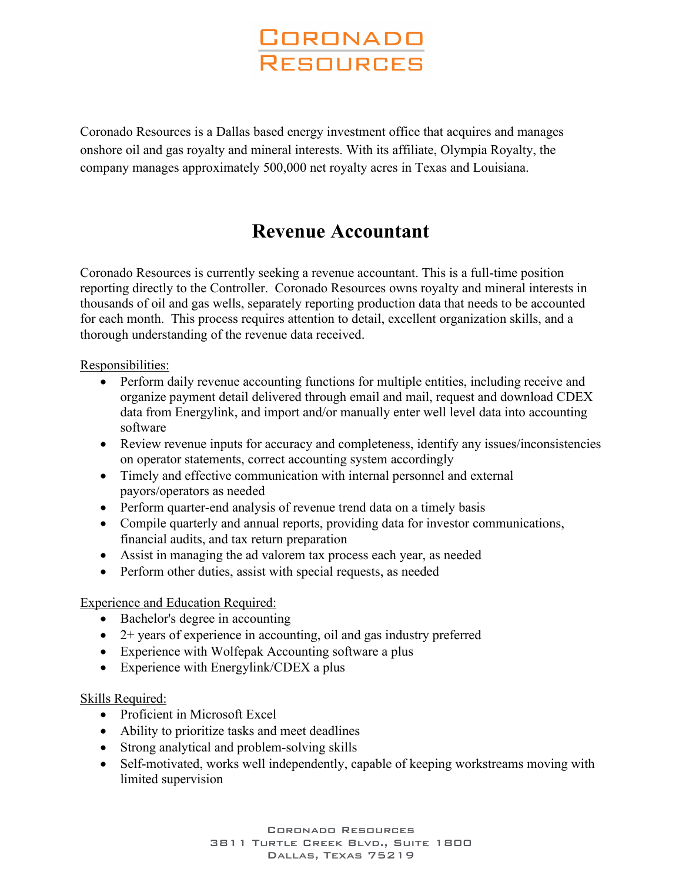# Coronado Resources

Coronado Resources is a Dallas based energy investment office that acquires and manages onshore oil and gas royalty and mineral interests. With its affiliate, Olympia Royalty, the company manages approximately 500,000 net royalty acres in Texas and Louisiana.

## Revenue Accountant

Coronado Resources is currently seeking a revenue accountant. This is a full-time position reporting directly to the Controller. Coronado Resources owns royalty and mineral interests in thousands of oil and gas wells, separately reporting production data that needs to be accounted for each month. This process requires attention to detail, excellent organization skills, and a thorough understanding of the revenue data received.

Responsibilities:

- Perform daily revenue accounting functions for multiple entities, including receive and organize payment detail delivered through email and mail, request and download CDEX data from Energylink, and import and/or manually enter well level data into accounting software
- Review revenue inputs for accuracy and completeness, identify any issues/inconsistencies on operator statements, correct accounting system accordingly
- Timely and effective communication with internal personnel and external payors/operators as needed
- Perform quarter-end analysis of revenue trend data on a timely basis
- Compile quarterly and annual reports, providing data for investor communications, financial audits, and tax return preparation
- Assist in managing the ad valorem tax process each year, as needed
- Perform other duties, assist with special requests, as needed

Experience and Education Required:

- Bachelor's degree in accounting
- 2+ years of experience in accounting, oil and gas industry preferred
- Experience with Wolfepak Accounting software a plus
- Experience with Energylink/CDEX a plus

Skills Required:

- Proficient in Microsoft Excel
- Ability to prioritize tasks and meet deadlines
- Strong analytical and problem-solving skills
- Self-motivated, works well independently, capable of keeping workstreams moving with limited supervision

Coronado Resources
3811 Turtle Creek Blvd., Suite 1800
Dallas, Texas 75219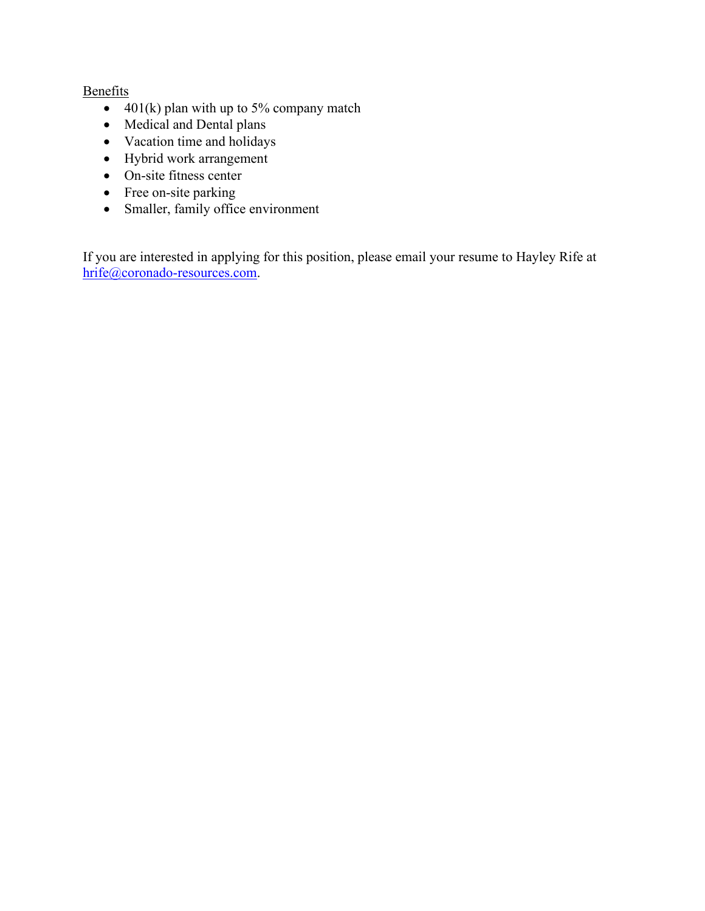<u>Benefits</u>

- 401(k) plan with up to 5% company match
- Medical and Dental plans
- Vacation time and holidays
- Hybrid work arrangement
- On-site fitness center
- Free on-site parking
- Smaller, family office environment

If you are interested in applying for this position, please email your resume to Hayley Rife at [hrife@coronado-resources.com](mailto:hrife@coronado-resources.com).